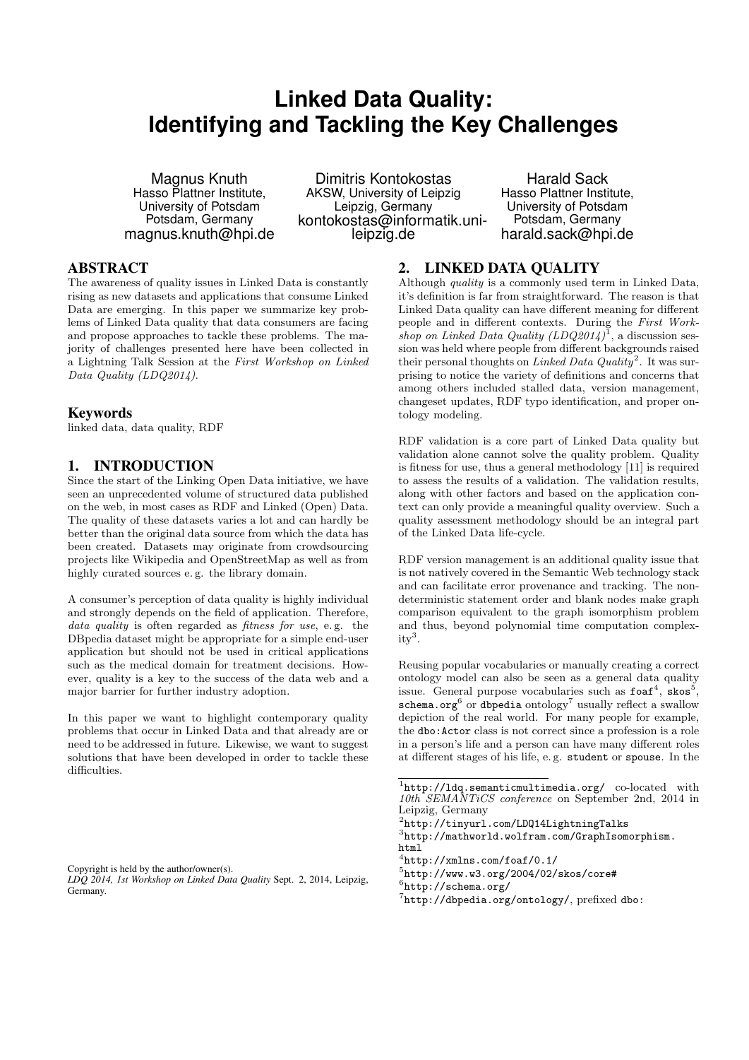# Linked Data Quality: Identifying and Tackling the Key Challenges

Magnus Knuth
Hasso Plattner Institute, University of Potsdam
Potsdam, Germany
magnus.knuth@hpi.de

Dimitris Kontokostas
AKSW, University of Leipzig
Leipzig, Germany
kontokostas@informatik.uni-leipzig.de

Harald Sack
Hasso Plattner Institute, University of Potsdam
Potsdam, Germany
harald.sack@hpi.de

## ABSTRACT

The awareness of quality issues in Linked Data is constantly rising as new datasets and applications that consume Linked Data are emerging. In this paper we summarize key problems of Linked Data quality that data consumers are facing and propose approaches to tackle these problems. The majority of challenges presented here have been collected in a Lightning Talk Session at the *First Workshop on Linked Data Quality (LDQ2014)*.

### Keywords

linked data, data quality, RDF

## 1. INTRODUCTION

Since the start of the Linking Open Data initiative, we have seen an unprecedented volume of structured data published on the web, in most cases as RDF and Linked (Open) Data. The quality of these datasets varies a lot and can hardly be better than the original data source from which the data has been created. Datasets may originate from crowdsourcing projects like Wikipedia and OpenStreetMap as well as from highly curated sources e. g. the library domain.

A consumer's perception of data quality is highly individual and strongly depends on the field of application. Therefore, *data quality* is often regarded as *fitness for use*, e. g. the DBpedia dataset might be appropriate for a simple end-user application but should not be used in critical applications such as the medical domain for treatment decisions. However, quality is a key to the success of the data web and a major barrier for further industry adoption.

In this paper we want to highlight contemporary quality problems that occur in Linked Data and that already are or need to be addressed in future. Likewise, we want to suggest solutions that have been developed in order to tackle these difficulties.

Copyright is held by the author/owner(s).
*LDQ 2014, 1st Workshop on Linked Data Quality* Sept. 2, 2014, Leipzig, Germany.

## 2. LINKED DATA QUALITY

Although *quality* is a commonly used term in Linked Data, it's definition is far from straightforward. The reason is that Linked Data quality can have different meaning for different people and in different contexts. During the *First Workshop on Linked Data Quality (LDQ2014)*[1], a discussion session was held where people from different backgrounds raised their personal thoughts on *Linked Data Quality*[2]. It was surprising to notice the variety of definitions and concerns that among others included stalled data, version management, changeset updates, RDF typo identification, and proper ontology modeling.

RDF validation is a core part of Linked Data quality but validation alone cannot solve the quality problem. Quality is fitness for use, thus a general methodology [11] is required to assess the results of a validation. The validation results, along with other factors and based on the application context can only provide a meaningful quality overview. Such a quality assessment methodology should be an integral part of the Linked Data life-cycle.

RDF version management is an additional quality issue that is not natively covered in the Semantic Web technology stack and can facilitate error provenance and tracking. The non-deterministic statement order and blank nodes make graph comparison equivalent to the graph isomorphism problem and thus, beyond polynomial time computation complexity[3].

Reusing popular vocabularies or manually creating a correct ontology model can also be seen as a general data quality issue. General purpose vocabularies such as `foaf`[4], `skos`[5], `schema.org`[6] or `dbpedia` ontology[7] usually reflect a swallow depiction of the real world. For many people for example, the `dbo:Actor` class is not correct since a profession is a role in a person's life and a person can have many different roles at different stages of his life, e. g. `student` or `spouse`. In the

[1] http://ldq.semanticmultimedia.org/ co-located with *10th SEMANTiCS conference* on September 2nd, 2014 in Leipzig, Germany
[2] http://tinyurl.com/LDQ14LightningTalks
[3] http://mathworld.wolfram.com/GraphIsomorphism.html
[4] http://xmlns.com/foaf/0.1/
[5] http://www.w3.org/2004/02/skos/core#
[6] http://schema.org/
[7] http://dbpedia.org/ontology/, prefixed dbo: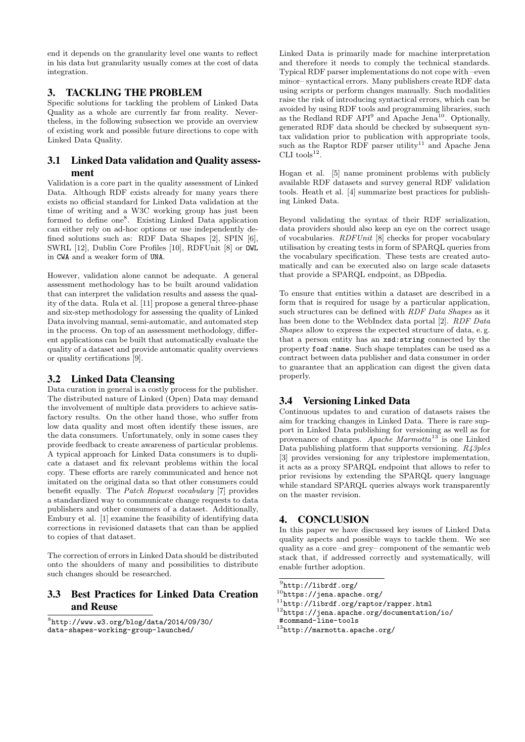end it depends on the granularity level one wants to reflect in his data but granularity usually comes at the cost of data integration.

## 3. TACKLING THE PROBLEM

Specific solutions for tackling the problem of Linked Data Quality as a whole are currently far from reality. Nevertheless, in the following subsection we provide an overview of existing work and possible future directions to cope with Linked Data Quality.

### 3.1 Linked Data validation and Quality assessment

Validation is a core part in the quality assessment of Linked Data. Although RDF exists already for many years there exists no official standard for Linked Data validation at the time of writing and a W3C working group has just been formed to define one[8]. Existing Linked Data application can either rely on ad-hoc options or use independently defined solutions such as: RDF Data Shapes [2], SPIN [6], SWRL [12], Dublin Core Profiles [10], RDFUnit [8] or `OWL` in `CWA` and a weaker form of `UNA`.

However, validation alone cannot be adequate. A general assessment methodology has to be built around validation that can interpret the validation results and assess the quality of the data. Rula et al. [11] propose a general three-phase and six-step methodology for assessing the quality of Linked Data involving manual, semi-automatic, and automated step in the process. On top of an assessment methodology, different applications can be built that automatically evaluate the quality of a dataset and provide automatic quality overviews or quality certifications [9].

### 3.2 Linked Data Cleansing

Data curation in general is a costly process for the publisher. The distributed nature of Linked (Open) Data may demand the involvement of multiple data providers to achieve satisfactory results. On the other hand those, who suffer from low data quality and most often identify these issues, are the data consumers. Unfortunately, only in some cases they provide feedback to create awareness of particular problems. A typical approach for Linked Data consumers is to duplicate a dataset and fix relevant problems within the local copy. These efforts are rarely communicated and hence not imitated on the original data so that other consumers could benefit equally. The *Patch Request vocabulary* [7] provides a standardized way to communicate change requests to data publishers and other consumers of a dataset. Additionally, Embury et al. [1] examine the feasibility of identifying data corrections in revisioned datasets that can than be applied to copies of that dataset.

The correction of errors in Linked Data should be distributed onto the shoulders of many and possibilities to distribute such changes should be researched.

### 3.3 Best Practices for Linked Data Creation and Reuse

Linked Data is primarily made for machine interpretation and therefore it needs to comply the technical standards. Typical RDF parser implementations do not cope with –even minor– syntactical errors. Many publishers create RDF data using scripts or perform changes manually. Such modalities raise the risk of introducing syntactical errors, which can be avoided by using RDF tools and programming libraries, such as the Redland RDF API[9] and Apache Jena[10]. Optionally, generated RDF data should be checked by subsequent syntax validation prior to publication with appropriate tools, such as the Raptor RDF parser utility[11] and Apache Jena CLI tools[12].

Hogan et al. [5] name prominent problems with publicly available RDF datasets and survey general RDF validation tools. Heath et al. [4] summarize best practices for publishing Linked Data.

Beyond validating the syntax of their RDF serialization, data providers should also keep an eye on the correct usage of vocabularies. *RDFUnit* [8] checks for proper vocabulary utilisation by creating tests in form of SPARQL queries from the vocabulary specification. These tests are created automatically and can be executed also on large scale datasets that provide a SPARQL endpoint, as DBpedia.

To ensure that entities within a dataset are described in a form that is required for usage by a particular application, such structures can be defined with *RDF Data Shapes* as it has been done to the WebIndex data portal [2]. *RDF Data Shapes* allow to express the expected structure of data, e. g. that a person entity has an `xsd:string` connected by the property `foaf:name`. Such shape templates can be used as a contract between data publisher and data consumer in order to guarantee that an application can digest the given data properly.

### 3.4 Versioning Linked Data

Continuous updates to and curation of datasets raises the aim for tracking changes in Linked Data. There is rare support in Linked Data publishing for versioning as well as for provenance of changes. *Apache Marmotta*[13] is one Linked Data publishing platform that supports versioning. *R43ples* [3] provides versioning for any triplestore implementation, it acts as a proxy SPARQL endpoint that allows to refer to prior revisions by extending the SPARQL query language while standard SPARQL queries always work transparently on the master revision.

## 4. CONCLUSION

In this paper we have discussed key issues of Linked Data quality aspects and possible ways to tackle them. We see quality as a core –and grey– component of the semantic web stack that, if addressed correctly and systematically, will enable further adoption.

---

[8] `http://www.w3.org/blog/data/2014/09/30/data-shapes-working-group-launched/`

[9] `http://librdf.org/`

[10] `https://jena.apache.org/`

[11] `http://librdf.org/raptor/rapper.html`

[12] `https://jena.apache.org/documentation/io/#command-line-tools`

[13] `http://marmotta.apache.org/`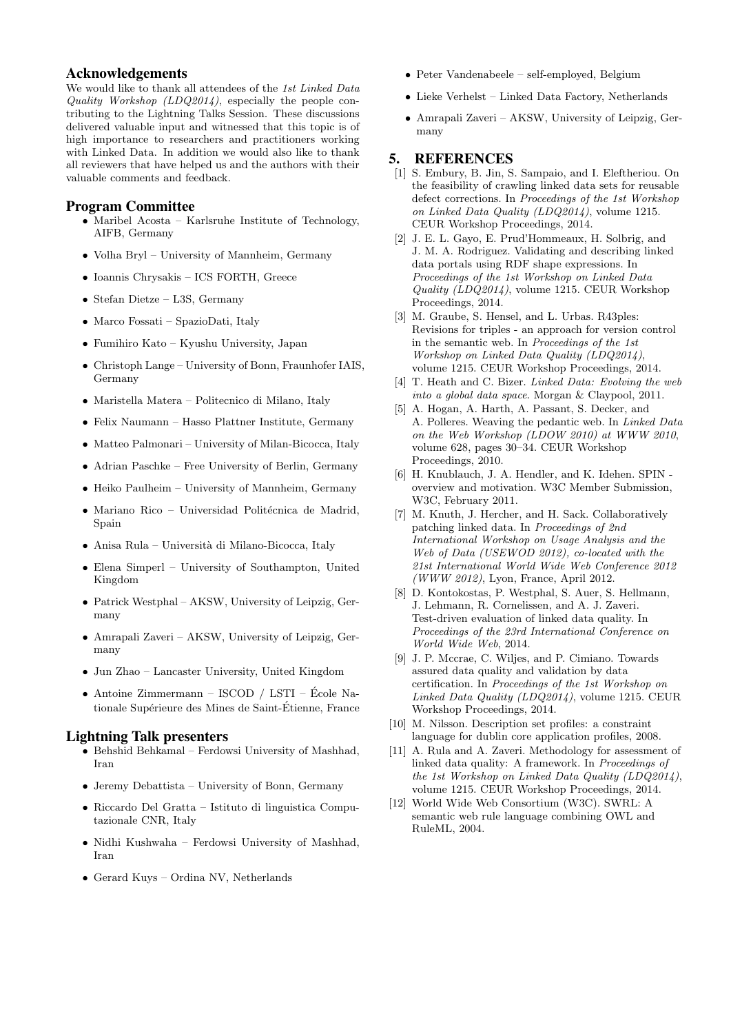## Acknowledgements

We would like to thank all attendees of the *1st Linked Data Quality Workshop (LDQ2014)*, especially the people contributing to the Lightning Talks Session. These discussions delivered valuable input and witnessed that this topic is of high importance to researchers and practitioners working with Linked Data. In addition we would also like to thank all reviewers that have helped us and the authors with their valuable comments and feedback.

## Program Committee

- Maribel Acosta – Karlsruhe Institute of Technology, AIFB, Germany
- Volha Bryl – University of Mannheim, Germany
- Ioannis Chrysakis – ICS FORTH, Greece
- Stefan Dietze – L3S, Germany
- Marco Fossati – SpazioDati, Italy
- Fumihiro Kato – Kyushu University, Japan
- Christoph Lange – University of Bonn, Fraunhofer IAIS, Germany
- Maristella Matera – Politecnico di Milano, Italy
- Felix Naumann – Hasso Plattner Institute, Germany
- Matteo Palmonari – University of Milan-Bicocca, Italy
- Adrian Paschke – Free University of Berlin, Germany
- Heiko Paulheim – University of Mannheim, Germany
- Mariano Rico – Universidad Politécnica de Madrid, Spain
- Anisa Rula – Università di Milano-Bicocca, Italy
- Elena Simperl – University of Southampton, United Kingdom
- Patrick Westphal – AKSW, University of Leipzig, Germany
- Amrapali Zaveri – AKSW, University of Leipzig, Germany
- Jun Zhao – Lancaster University, United Kingdom
- Antoine Zimmermann – ISCOD / LSTI – École Nationale Supérieure des Mines de Saint-Étienne, France

## Lightning Talk presenters

- Behshid Behkamal – Ferdowsi University of Mashhad, Iran
- Jeremy Debattista – University of Bonn, Germany
- Riccardo Del Gratta – Istituto di linguistica Computazionale CNR, Italy
- Nidhi Kushwaha – Ferdowsi University of Mashhad, Iran
- Gerard Kuys – Ordina NV, Netherlands
- Peter Vandenabeele – self-employed, Belgium
- Lieke Verhelst – Linked Data Factory, Netherlands
- Amrapali Zaveri – AKSW, University of Leipzig, Germany

# 5. REFERENCES

[1] S. Embury, B. Jin, S. Sampaio, and I. Eleftheriou. On the feasibility of crawling linked data sets for reusable defect corrections. In *Proceedings of the 1st Workshop on Linked Data Quality (LDQ2014)*, volume 1215. CEUR Workshop Proceedings, 2014.

[2] J. E. L. Gayo, E. Prud'Hommeaux, H. Solbrig, and J. M. A. Rodriguez. Validating and describing linked data portals using RDF shape expressions. In *Proceedings of the 1st Workshop on Linked Data Quality (LDQ2014)*, volume 1215. CEUR Workshop Proceedings, 2014.

[3] M. Graube, S. Hensel, and L. Urbas. R43ples: Revisions for triples - an approach for version control in the semantic web. In *Proceedings of the 1st Workshop on Linked Data Quality (LDQ2014)*, volume 1215. CEUR Workshop Proceedings, 2014.

[4] T. Heath and C. Bizer. *Linked Data: Evolving the web into a global data space*. Morgan & Claypool, 2011.

[5] A. Hogan, A. Harth, A. Passant, S. Decker, and A. Polleres. Weaving the pedantic web. In *Linked Data on the Web Workshop (LDOW 2010) at WWW 2010*, volume 628, pages 30–34. CEUR Workshop Proceedings, 2010.

[6] H. Knublauch, J. A. Hendler, and K. Idehen. SPIN - overview and motivation. W3C Member Submission, W3C, February 2011.

[7] M. Knuth, J. Hercher, and H. Sack. Collaboratively patching linked data. In *Proceedings of 2nd International Workshop on Usage Analysis and the Web of Data (USEWOD 2012), co-located with the 21st International World Wide Web Conference 2012 (WWW 2012)*, Lyon, France, April 2012.

[8] D. Kontokostas, P. Westphal, S. Auer, S. Hellmann, J. Lehmann, R. Cornelissen, and A. J. Zaveri. Test-driven evaluation of linked data quality. In *Proceedings of the 23rd International Conference on World Wide Web*, 2014.

[9] J. P. Mccrae, C. Wiljes, and P. Cimiano. Towards assured data quality and validation by data certification. In *Proceedings of the 1st Workshop on Linked Data Quality (LDQ2014)*, volume 1215. CEUR Workshop Proceedings, 2014.

[10] M. Nilsson. Description set profiles: a constraint language for dublin core application profiles, 2008.

[11] A. Rula and A. Zaveri. Methodology for assessment of linked data quality: A framework. In *Proceedings of the 1st Workshop on Linked Data Quality (LDQ2014)*, volume 1215. CEUR Workshop Proceedings, 2014.

[12] World Wide Web Consortium (W3C). SWRL: A semantic web rule language combining OWL and RuleML, 2004.